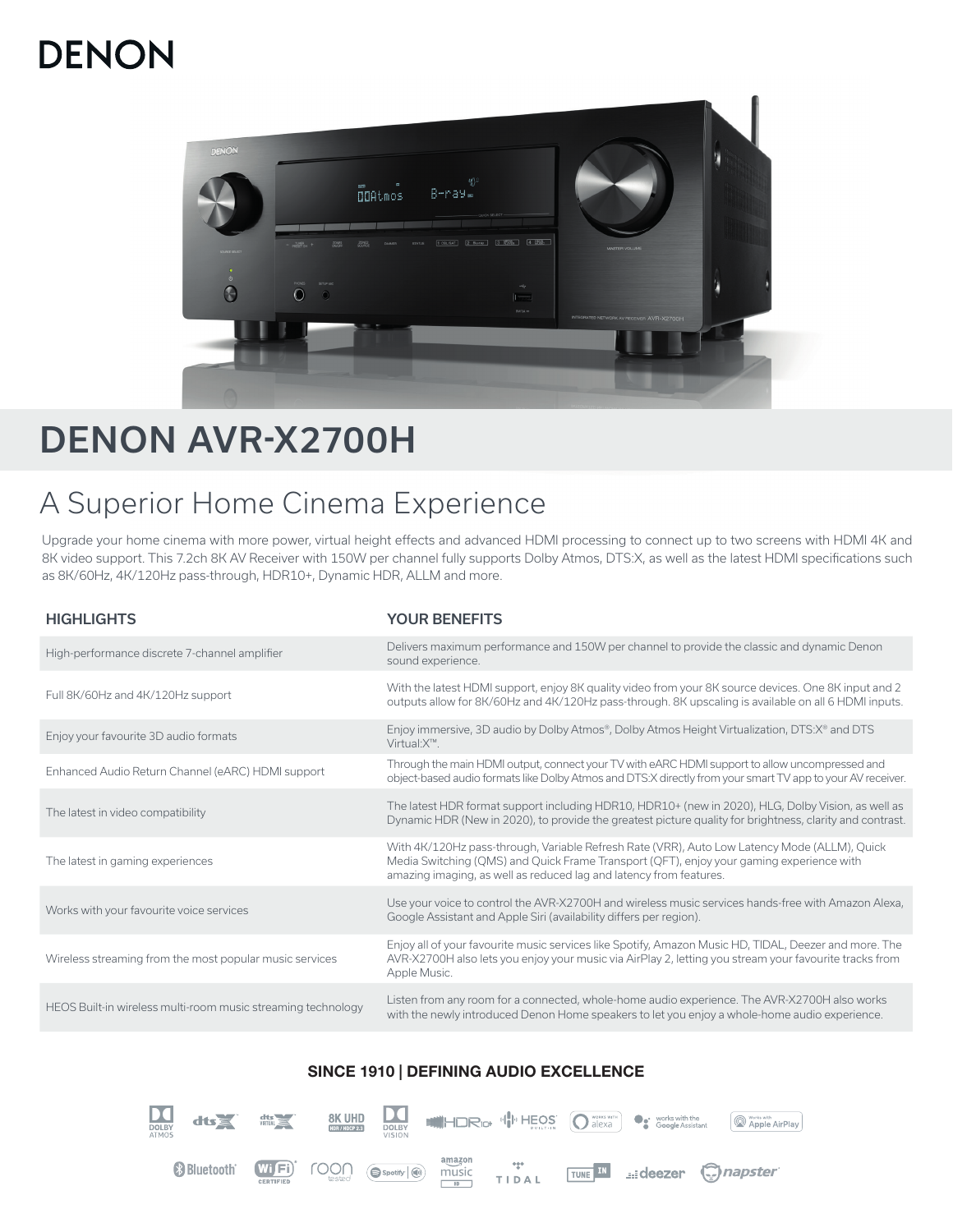DENON

# DENON AVR-X2700H

## A Superior Home Cinema Experience

Upgrade your home cinema with more power, virtual height effects and advanced HDMI processing to connect up to two screens with HDMI 4K and 8K video support. This 7.2ch 8K AV Receiver with 150W per channel fully supports Dolby Atmos, DTS:X, as well as the latest HDMI specifications such as 8K/60Hz, 4K/120Hz pass-through, HDR10+, Dynamic HDR, ALLM and more.

| HIGHLIGHTS | YOUR BENEFITS |
|---|---|
| High-performance discrete 7-channel amplifier | Delivers maximum performance and 150W per channel to provide the classic and dynamic Denon sound experience. |
| Full 8K/60Hz and 4K/120Hz support | With the latest HDMI support, enjoy 8K quality video from your 8K source devices. One 8K input and 2 outputs allow for 8K/60Hz and 4K/120Hz pass-through. 8K upscaling is available on all 6 HDMI inputs. |
| Enjoy your favourite 3D audio formats | Enjoy immersive, 3D audio by Dolby Atmos®, Dolby Atmos Height Virtualization, DTS:X® and DTS Virtual:X™. |
| Enhanced Audio Return Channel (eARC) HDMI support | Through the main HDMI output, connect your TV with eARC HDMI support to allow uncompressed and object-based audio formats like Dolby Atmos and DTS:X directly from your smart TV app to your AV receiver. |
| The latest in video compatibility | The latest HDR format support including HDR10, HDR10+ (new in 2020), HLG, Dolby Vision, as well as Dynamic HDR (New in 2020), to provide the greatest picture quality for brightness, clarity and contrast. |
| The latest in gaming experiences | With 4K/120Hz pass-through, Variable Refresh Rate (VRR), Auto Low Latency Mode (ALLM), Quick Media Switching (QMS) and Quick Frame Transport (QFT), enjoy your gaming experience with amazing imaging, as well as reduced lag and latency from features. |
| Works with your favourite voice services | Use your voice to control the AVR-X2700H and wireless music services hands-free with Amazon Alexa, Google Assistant and Apple Siri (availability differs per region). |
| Wireless streaming from the most popular music services | Enjoy all of your favourite music services like Spotify, Amazon Music HD, TIDAL, Deezer and more. The AVR-X2700H also lets you enjoy your music via AirPlay 2, letting you stream your favourite tracks from Apple Music. |
| HEOS Built-in wireless multi-room music streaming technology | Listen from any room for a connected, whole-home audio experience. The AVR-X2700H also works with the newly introduced Denon Home speakers to let you enjoy a whole-home audio experience. |

**SINCE 1910 | DEFINING AUDIO EXCELLENCE**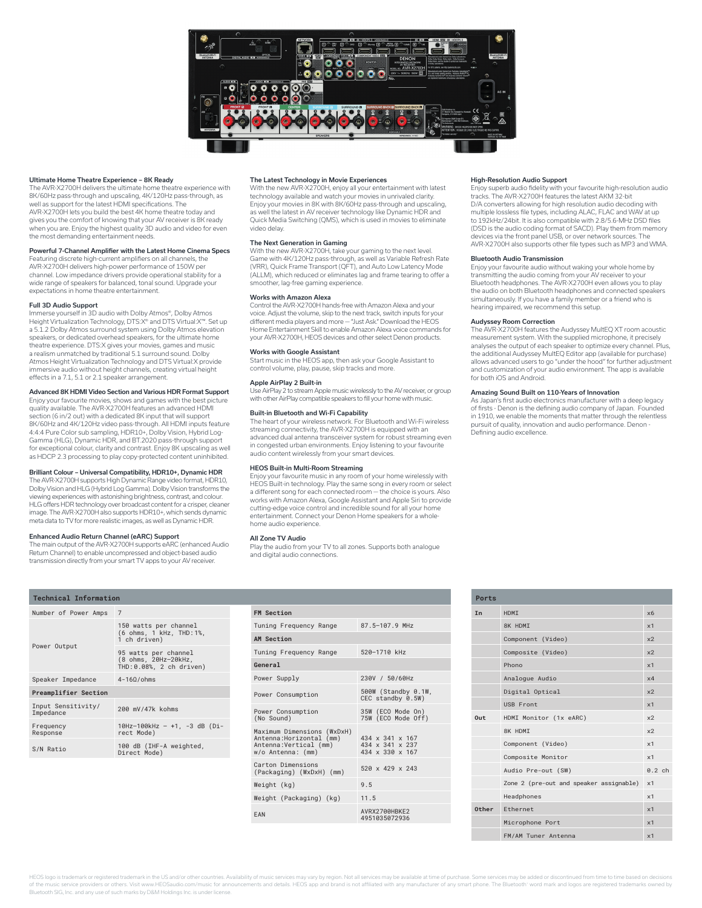### Ultimate Home Theatre Experience – 8K Ready

The AVR-X2700H delivers the ultimate home theatre experience with 8K/60Hz pass-through and upscaling, 4K/120Hz pass-through, as well as support for the latest HDMI specifications. The AVR-X2700H lets you build the best 4K home theatre today and gives you the comfort of knowing that your AV receiver is 8K ready when you are. Enjoy the highest quality 3D audio and video for even the most demanding entertainment needs.

### Powerful 7-Channel Amplifier with the Latest Home Cinema Specs

Featuring discrete high-current amplifiers on all channels, the AVR-X2700H delivers high-power performance of 150W per channel. Low impedance drivers provide operational stability for a wide range of speakers for balanced, tonal sound. Upgrade your expectations in home theatre entertainment.

### Full 3D Audio Support

Immerse yourself in 3D audio with Dolby Atmos®, Dolby Atmos Height Virtualization Technology, DTS:X® and DTS Virtual:X™. Set up a 5.1.2 Dolby Atmos surround system using Dolby Atmos elevation speakers, or dedicated overhead speakers, for the ultimate home theatre experience. DTS:X gives your movies, games and music a realism unmatched by traditional 5.1 surround sound. Dolby Atmos Height Virtualization Technology and DTS Virtual:X provide immersive audio without height channels, creating virtual height effects in a 7.1, 5.1 or 2.1 speaker arrangement.

### Advanced 8K HDMI Video Section and Various HDR Format Support

Enjoy your favourite movies, shows and games with the best picture quality available. The AVR-X2700H features an advanced HDMI section (6 in/2 out) with a dedicated 8K input that will support 8K/60Hz and 4K/120Hz video pass-through. All HDMI inputs feature 4:4:4 Pure Color sub sampling, HDR10+, Dolby Vision, Hybrid Log-Gamma (HLG), Dynamic HDR, and BT.2020 pass-through support for exceptional colour, clarity and contrast. Enjoy 8K upscaling as well as HDCP 2.3 processing to play copy-protected content uninhibited.

### Brilliant Colour – Universal Compatibility, HDR10+, Dynamic HDR

The AVR-X2700H supports High Dynamic Range video format, HDR10, Dolby Vision and HLG (Hybrid Log Gamma). Dolby Vision transforms the viewing experiences with astonishing brightness, contrast, and colour. HLG offers HDR technology over broadcast content for a crisper, cleaner image. The AVR-X2700H also supports HDR10+, which sends dynamic meta data to TV for more realistic images, as well as Dynamic HDR.

### Enhanced Audio Return Channel (eARC) Support

The main output of the AVR-X2700H supports eARC (enhanced Audio Return Channel) to enable uncompressed and object-based audio transmission directly from your smart TV apps to your AV receiver.

### The Latest Technology in Movie Experiences

With the new AVR-X2700H, enjoy all your entertainment with latest technology available and watch your movies in unrivaled clarity. Enjoy your movies in 8K with 8K/60Hz pass-through and upscaling, as well as the latest in AV receiver technology like Dynamic HDR and Quick Media Switching (QMS), which is used in movies to eliminate video delay.

### The Next Generation in Gaming

With the new AVR-X2700H, take your gaming to the next level. Game with 4K/120Hz pass-through, as well as Variable Refresh Rate (VRR), Quick Frame Transport (QFT), and Auto Low Latency Mode (ALLM), which reduced or eliminates lag and frame tearing to offer a smoother, lag-free gaming experience.

### Works with Amazon Alexa

Control the AVR-X2700H hands-free with Amazon Alexa and your voice. Adjust the volume, skip to the next track, switch inputs for your different media players and more — "Just Ask." Download the HEOS Home Entertainment Skill to enable Amazon Alexa voice commands for your AVR-X2700H, HEOS devices and other select Denon products.

### Works with Google Assistant

Start music in the HEOS app, then ask your Google Assistant to control volume, play, pause, skip tracks and more.

### Apple AirPlay 2 Built-in

Use AirPlay 2 to stream Apple music wirelessly to the AV receiver, or group with other AirPlay compatible speakers to fill your home with music.

### Built-in Bluetooth and Wi-Fi Capability

The heart of your wireless network. For Bluetooth and Wi-Fi wireless streaming connectivity, the AVR-X2700H is equipped with an advanced dual antenna transceiver system for robust streaming even in congested urban environments. Enjoy listening to your favourite audio content wirelessly from your smart devices.

### HEOS Built-in Multi-Room Streaming

Enjoy your favourite music in any room of your home wirelessly with HEOS Built-in technology. Play the same song in every room or select a different song for each connected room — the choice is yours. Also works with Amazon Alexa, Google Assistant and Apple Siri to provide cutting-edge voice control and incredible sound for all your home entertainment. Connect your Denon Home speakers for a whole-home audio experience.

### All Zone TV Audio

Play the audio from your TV to all zones. Supports both analogue and digital audio connections.

### High-Resolution Audio Support

Enjoy superb audio fidelity with your favourite high-resolution audio tracks. The AVR-X2700H features the latest AKM 32-bit D/A converters allowing for high resolution audio decoding with multiple lossless file types, including ALAC, FLAC and WAV at up to 192kHz/24bit. It is also compatible with 2.8/5.6-MHz DSD files (DSD is the audio coding format of SACD). Play them from memory devices via the front panel USB, or over network sources. The AVR-X2700H also supports other file types such as MP3 and WMA.

### Bluetooth Audio Transmission

Enjoy your favourite audio without waking your whole home by transmitting the audio coming from your AV receiver to your Bluetooth headphones. The AVR-X2700H even allows you to play the audio on both Bluetooth headphones and connected speakers simultaneously. If you have a family member or a friend who is hearing impaired, we recommend this setup.

### Audyssey Room Correction

The AVR-X2700H features the Audyssey MultEQ XT room acoustic measurement system. With the supplied microphone, it precisely analyses the output of each speaker to optimize every channel. Plus, the additional Audyssey MultEQ Editor app (available for purchase) allows advanced users to go "under the hood" for further adjustment and customization of your audio environment. The app is available for both iOS and Android.

### Amazing Sound Built on 110-Years of Innovation

As Japan's first audio electronics manufacturer with a deep legacy of firsts - Denon is the defining audio company of Japan. Founded in 1910, we enable the moments that matter through the relentless pursuit of quality, innovation and audio performance. Denon - Defining audio excellence.

## Technical Information

| | | |
|---|---|---|
| Number of Power Amps | 7 | |
| Power Output | 150 watts per channel (6 ohms, 1 kHz, THD:1%, 1 ch driven) | |
| | 95 watts per channel (8 ohms, 20Hz–20kHz, THD:0.08%, 2 ch driven) | |
| Speaker Impedance | 4–16Ω/ohms | |
| **Preamplifier Section** | | |
| Input Sensitivity/ Impedance | 200 mV/47k kohms | |
| Frequency Response | 10Hz–100kHz – +1, -3 dB (Direct Mode) | |
| S/N Ratio | 100 dB (IHF-A weighted, Direct Mode) | |

| | |
|---|---|
| **FM Section** | |
| Tuning Frequency Range | 87.5–107.9 MHz |
| **AM Section** | |
| Tuning Frequency Range | 520–1710 kHz |
| **General** | |
| Power Supply | 230V / 50/60Hz |
| Power Consumption | 500W (Standby 0.1W, CEC standby 0.5W) |
| Power Consumption (No Sound) | 35W (ECO Mode On) 75W (ECO Mode Off) |
| Maximum Dimensions (WxDxH) Antenna:Horizontal (mm) Antenna:Vertical (mm) w/o Antenna: (mm) | 434 x 341 x 167 434 x 341 x 237 434 x 330 x 167 |
| Carton Dimensions (Packaging) (WxDxH) (mm) | 520 x 429 x 243 |
| Weight (kg) | 9.5 |
| Weight (Packaging) (kg) | 11.5 |
| EAN | AVRX2700HBKE2 4951035072936 |

## Ports

| | | |
|---|---|---|
| In | HDMI | x6 |
| | 8K HDMI | x1 |
| | Component (Video) | x2 |
| | Composite (Video) | x2 |
| | Phono | x1 |
| | Analogue Audio | x4 |
| | Digital Optical | x2 |
| | USB Front | x1 |
| Out | HDMI Monitor (1x eARC) | x2 |
| | 8K HDMI | x2 |
| | Component (Video) | x1 |
| | Composite Monitor | x1 |
| | Audio Pre-out (SW) | 0.2 ch |
| | Zone 2 (pre-out and speaker assignable) | x1 |
| | Headphones | x1 |
| Other | Ethernet | x1 |
| | Microphone Port | x1 |
| | FM/AM Tuner Antenna | x1 |

HEOS logo is trademark or registered trademark in the US and/or other countries. Availability of music services may vary by region. Not all services may be available at time of purchase. Some services may be added or discontinued from time to time based on decisions of the music service providers or others. Visit www.HEOSaudio.com/music for announcements and details. HEOS app and brand is not affiliated with any manufacturer of any smart phone. The Bluetooth® word mark and logos are registered trademarks owned by Bluetooth SIG, Inc. and any use of such marks by D&M Holdings Inc. is under license.